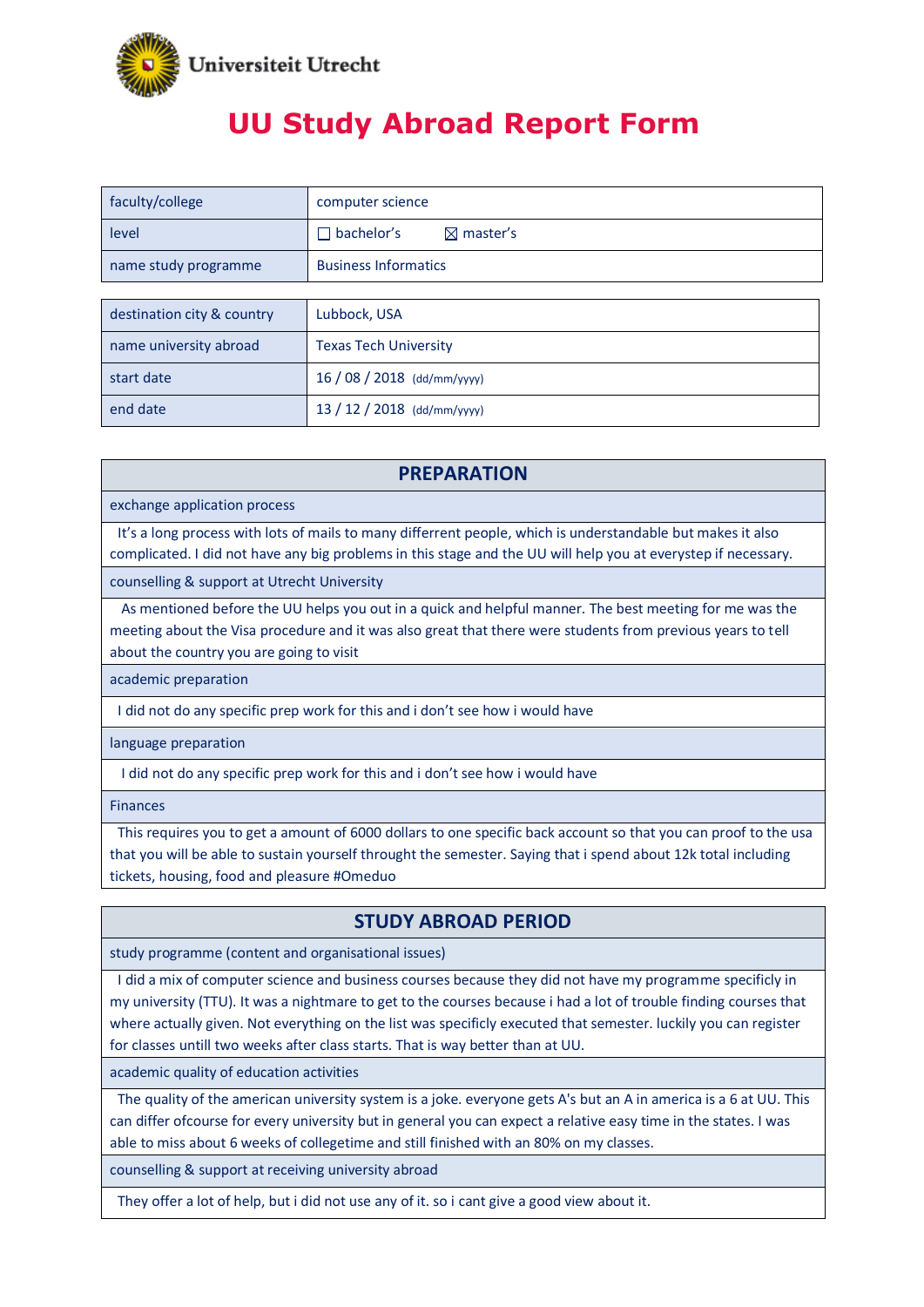Universiteit Utrecht

# UU Study Abroad Report Form

| faculty/college | computer science |
|---|---|
| level | ☐ bachelor's ☒ master's |
| name study programme | Business Informatics |

| destination city & country | Lubbock, USA |
|---|---|
| name university abroad | Texas Tech University |
| start date | 16 / 08 / 2018 (dd/mm/yyyy) |
| end date | 13 / 12 / 2018 (dd/mm/yyyy) |

## PREPARATION

**exchange application process**

It's a long process with lots of mails to many different people, which is understandable but makes it also complicated. I did not have any big problems in this stage and the UU will help you at everystep if necessary.

**counselling & support at Utrecht University**

As mentioned before the UU helps you out in a quick and helpful manner. The best meeting for me was the meeting about the Visa procedure and it was also great that there were students from previous years to tell about the country you are going to visit

**academic preparation**

I did not do any specific prep work for this and i don't see how i would have

**language preparation**

I did not do any specific prep work for this and i don't see how i would have

**Finances**

This requires you to get a amount of 6000 dollars to one specific back account so that you can proof to the usa that you will be able to sustain yourself throught the semester. Saying that i spend about 12k total including tickets, housing, food and pleasure #Omeduo

## STUDY ABROAD PERIOD

**study programme (content and organisational issues)**

I did a mix of computer science and business courses because they did not have my programme specificly in my university (TTU). It was a nightmare to get to the courses because i had a lot of trouble finding courses that where actually given. Not everything on the list was specificly executed that semester. luckily you can register for classes untill two weeks after class starts. That is way better than at UU.

**academic quality of education activities**

The quality of the american university system is a joke. everyone gets A's but an A in america is a 6 at UU. This can differ ofcourse for every university but in general you can expect a relative easy time in the states. I was able to miss about 6 weeks of collegetime and still finished with an 80% on my classes.

**counselling & support at receiving university abroad**

They offer a lot of help, but i did not use any of it. so i cant give a good view about it.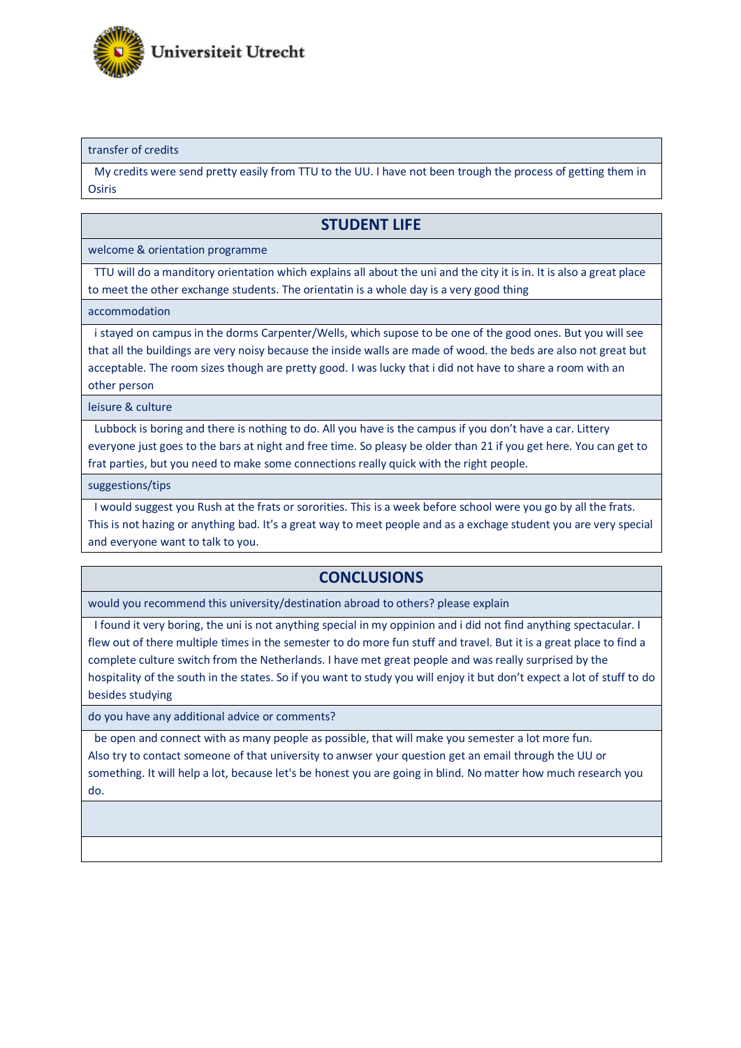transfer of credits

My credits were send pretty easily from TTU to the UU. I have not been trough the process of getting them in Osiris

## STUDENT LIFE

welcome & orientation programme

TTU will do a manditory orientation which explains all about the uni and the city it is in. It is also a great place to meet the other exchange students. The orientatin is a whole day is a very good thing

accommodation

i stayed on campus in the dorms Carpenter/Wells, which supose to be one of the good ones. But you will see that all the buildings are very noisy because the inside walls are made of wood. the beds are also not great but acceptable. The room sizes though are pretty good. I was lucky that i did not have to share a room with an other person

leisure & culture

Lubbock is boring and there is nothing to do. All you have is the campus if you don't have a car. Littery everyone just goes to the bars at night and free time. So pleasy be older than 21 if you get here. You can get to frat parties, but you need to make some connections really quick with the right people.

suggestions/tips

I would suggest you Rush at the frats or sororities. This is a week before school were you go by all the frats. This is not hazing or anything bad. It's a great way to meet people and as a exchage student you are very special and everyone want to talk to you.

## CONCLUSIONS

would you recommend this university/destination abroad to others? please explain

I found it very boring, the uni is not anything special in my oppinion and i did not find anything spectacular. I flew out of there multiple times in the semester to do more fun stuff and travel. But it is a great place to find a complete culture switch from the Netherlands. I have met great people and was really surprised by the hospitality of the south in the states. So if you want to study you will enjoy it but don't expect a lot of stuff to do besides studying

do you have any additional advice or comments?

be open and connect with as many people as possible, that will make you semester a lot more fun.
Also try to contact someone of that university to anwser your question get an email through the UU or something. It will help a lot, because let's be honest you are going in blind. No matter how much research you do.